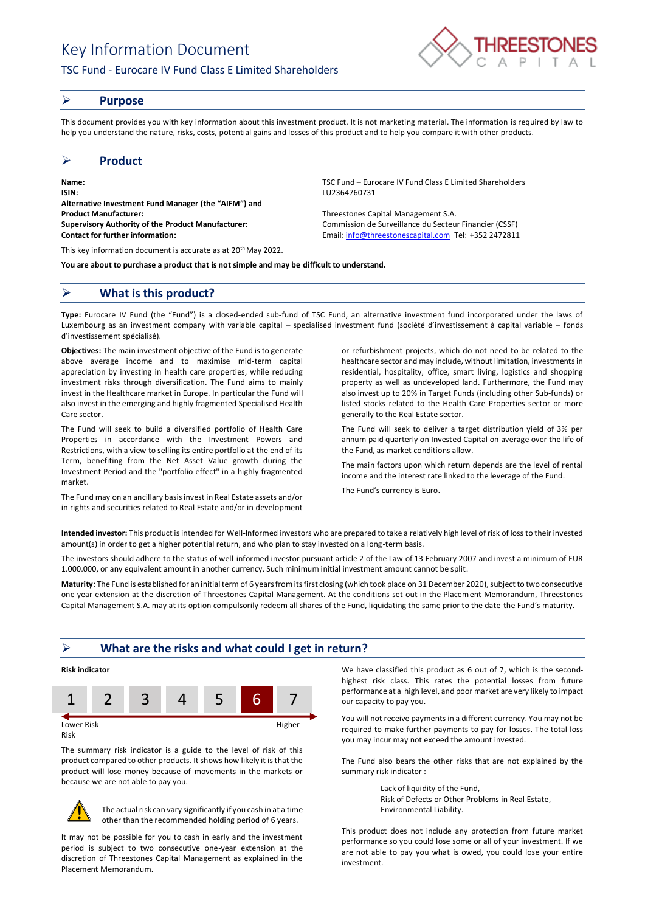# Key Information Document

## TSC Fund - Eurocare IV Fund Class E Limited Shareholders

## Purpose

This document provides you with key information about this investment product. It is not marketing material. The information is required by law to help you understand the nature, risks, costs, potential gains and losses of this product and to help you compare it with other products.

## Product

| | |
|---|---|
| **Name:** | TSC Fund – Eurocare IV Fund Class E Limited Shareholders |
| **ISIN:** | LU2364760731 |
| **Alternative Investment Fund Manager (the "AIFM") and Product Manufacturer:** | Threestones Capital Management S.A. |
| **Supervisory Authority of the Product Manufacturer:** | Commission de Surveillance du Secteur Financier (CSSF) |
| **Contact for further information:** | Email: info@threestonescapital.com Tel: +352 2472811 |

This key information document is accurate as at 20th May 2022.

**You are about to purchase a product that is not simple and may be difficult to understand.**

## What is this product?

**Type:** Eurocare IV Fund (the "Fund") is a closed-ended sub-fund of TSC Fund, an alternative investment fund incorporated under the laws of Luxembourg as an investment company with variable capital – specialised investment fund (société d'investissement à capital variable – fonds d'investissement spécialisé).

**Objectives:** The main investment objective of the Fund is to generate above average income and to maximise mid-term capital appreciation by investing in health care properties, while reducing investment risks through diversification. The Fund aims to mainly invest in the Healthcare market in Europe. In particular the Fund will also invest in the emerging and highly fragmented Specialised Health Care sector.

The Fund will seek to build a diversified portfolio of Health Care Properties in accordance with the Investment Powers and Restrictions, with a view to selling its entire portfolio at the end of its Term, benefiting from the Net Asset Value growth during the Investment Period and the "portfolio effect" in a highly fragmented market.

The Fund may on an ancillary basis invest in Real Estate assets and/or in rights and securities related to Real Estate and/or in development or refurbishment projects, which do not need to be related to the healthcare sector and may include, without limitation, investments in residential, hospitality, office, smart living, logistics and shopping property as well as undeveloped land. Furthermore, the Fund may also invest up to 20% in Target Funds (including other Sub-funds) or listed stocks related to the Health Care Properties sector or more generally to the Real Estate sector.

The Fund will seek to deliver a target distribution yield of 3% per annum paid quarterly on Invested Capital on average over the life of the Fund, as market conditions allow.

The main factors upon which return depends are the level of rental income and the interest rate linked to the leverage of the Fund.

The Fund's currency is Euro.

**Intended investor:** This product is intended for Well-Informed investors who are prepared to take a relatively high level of risk of loss to their invested amount(s) in order to get a higher potential return, and who plan to stay invested on a long-term basis.

The investors should adhere to the status of well-informed investor pursuant article 2 of the Law of 13 February 2007 and invest a minimum of EUR 1.000.000, or any equivalent amount in another currency. Such minimum initial investment amount cannot be split.

**Maturity:** The Fund is established for an initial term of 6 years from its first closing (which took place on 31 December 2020), subject to two consecutive one year extension at the discretion of Threestones Capital Management. At the conditions set out in the Placement Memorandum, Threestones Capital Management S.A. may at its option compulsorily redeem all shares of the Fund, liquidating the same prior to the date the Fund's maturity.

## What are the risks and what could I get in return?

**Risk indicator**

| 1 | 2 | 3 | 4 | 5 | **6** | 7 |
|---|---|---|---|---|---|---|

Lower Risk — Higher Risk

The summary risk indicator is a guide to the level of risk of this product compared to other products. It shows how likely it is that the product will lose money because of movements in the markets or because we are not able to pay you.

⚠ The actual risk can vary significantly if you cash in at a time other than the recommended holding period of 6 years.

It may not be possible for you to cash in early and the investment period is subject to two consecutive one-year extension at the discretion of Threestones Capital Management as explained in the Placement Memorandum.

We have classified this product as 6 out of 7, which is the second-highest risk class. This rates the potential losses from future performance at a high level, and poor market are very likely to impact our capacity to pay you.

You will not receive payments in a different currency. You may not be required to make further payments to pay for losses. The total loss you may incur may not exceed the amount invested.

The Fund also bears the other risks that are not explained by the summary risk indicator :

- Lack of liquidity of the Fund,
- Risk of Defects or Other Problems in Real Estate,
- Environmental Liability.

This product does not include any protection from future market performance so you could lose some or all of your investment. If we are not able to pay you what is owed, you could lose your entire investment.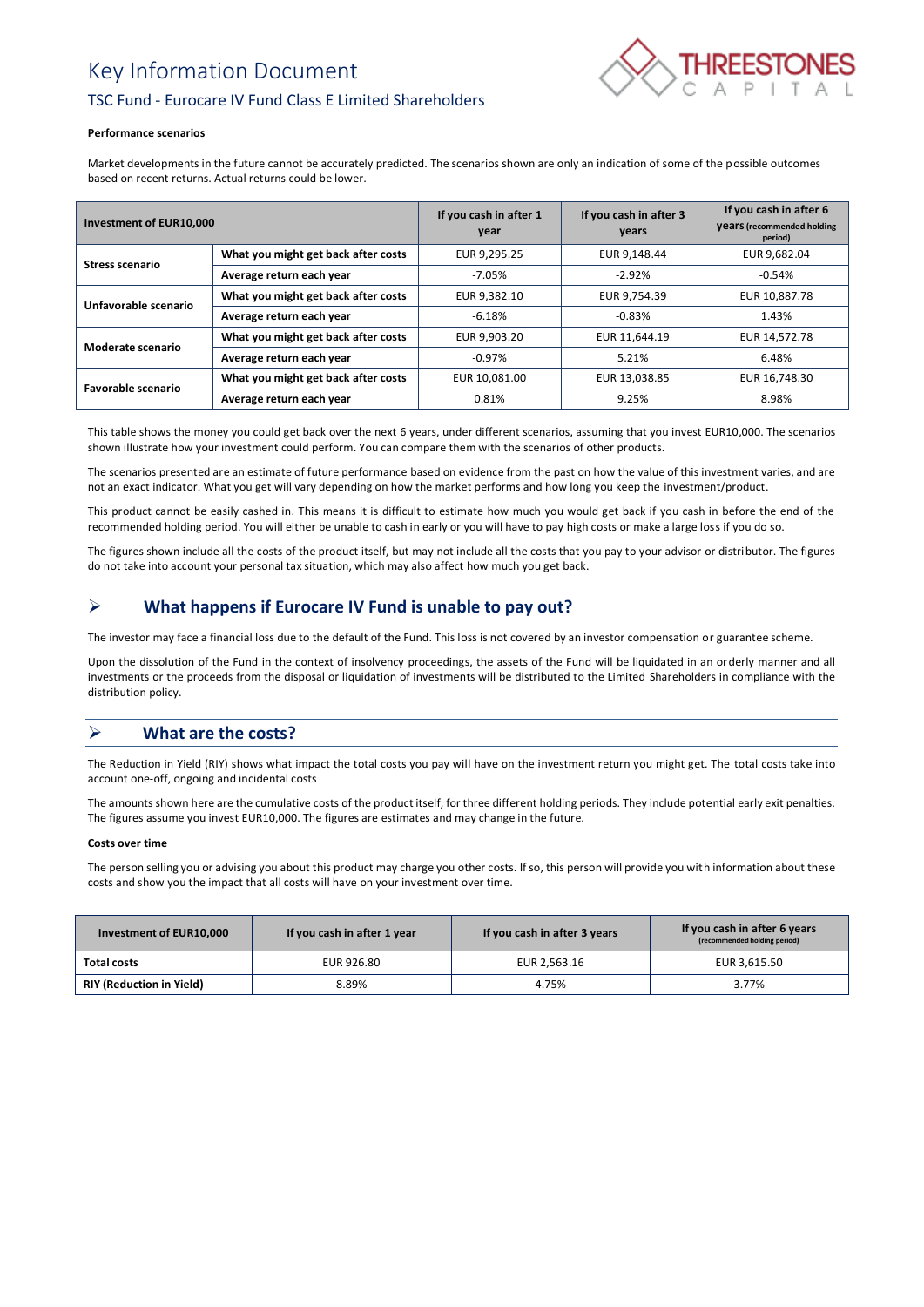# Key Information Document

## TSC Fund - Eurocare IV Fund Class E Limited Shareholders

**Performance scenarios**

Market developments in the future cannot be accurately predicted. The scenarios shown are only an indication of some of the possible outcomes based on recent returns. Actual returns could be lower.

| Investment of EUR10,000 | | If you cash in after 1 year | If you cash in after 3 years | If you cash in after 6 years (recommended holding period) |
|---|---|---|---|---|
| **Stress scenario** | What you might get back after costs | EUR 9,295.25 | EUR 9,148.44 | EUR 9,682.04 |
| | Average return each year | -7.05% | -2.92% | -0.54% |
| **Unfavorable scenario** | What you might get back after costs | EUR 9,382.10 | EUR 9,754.39 | EUR 10,887.78 |
| | Average return each year | -6.18% | -0.83% | 1.43% |
| **Moderate scenario** | What you might get back after costs | EUR 9,903.20 | EUR 11,644.19 | EUR 14,572.78 |
| | Average return each year | -0.97% | 5.21% | 6.48% |
| **Favorable scenario** | What you might get back after costs | EUR 10,081.00 | EUR 13,038.85 | EUR 16,748.30 |
| | Average return each year | 0.81% | 9.25% | 8.98% |

This table shows the money you could get back over the next 6 years, under different scenarios, assuming that you invest EUR10,000. The scenarios shown illustrate how your investment could perform. You can compare them with the scenarios of other products.

The scenarios presented are an estimate of future performance based on evidence from the past on how the value of this investment varies, and are not an exact indicator. What you get will vary depending on how the market performs and how long you keep the investment/product.

This product cannot be easily cashed in. This means it is difficult to estimate how much you would get back if you cash in before the end of the recommended holding period. You will either be unable to cash in early or you will have to pay high costs or make a large loss if you do so.

The figures shown include all the costs of the product itself, but may not include all the costs that you pay to your advisor or distributor. The figures do not take into account your personal tax situation, which may also affect how much you get back.

## What happens if Eurocare IV Fund is unable to pay out?

The investor may face a financial loss due to the default of the Fund. This loss is not covered by an investor compensation or guarantee scheme.

Upon the dissolution of the Fund in the context of insolvency proceedings, the assets of the Fund will be liquidated in an orderly manner and all investments or the proceeds from the disposal or liquidation of investments will be distributed to the Limited Shareholders in compliance with the distribution policy.

## What are the costs?

The Reduction in Yield (RIY) shows what impact the total costs you pay will have on the investment return you might get. The total costs take into account one-off, ongoing and incidental costs

The amounts shown here are the cumulative costs of the product itself, for three different holding periods. They include potential early exit penalties. The figures assume you invest EUR10,000. The figures are estimates and may change in the future.

**Costs over time**

The person selling you or advising you about this product may charge you other costs. If so, this person will provide you with information about these costs and show you the impact that all costs will have on your investment over time.

| Investment of EUR10,000 | If you cash in after 1 year | If you cash in after 3 years | If you cash in after 6 years (recommended holding period) |
|---|---|---|---|
| **Total costs** | EUR 926.80 | EUR 2,563.16 | EUR 3,615.50 |
| **RIY (Reduction in Yield)** | 8.89% | 4.75% | 3.77% |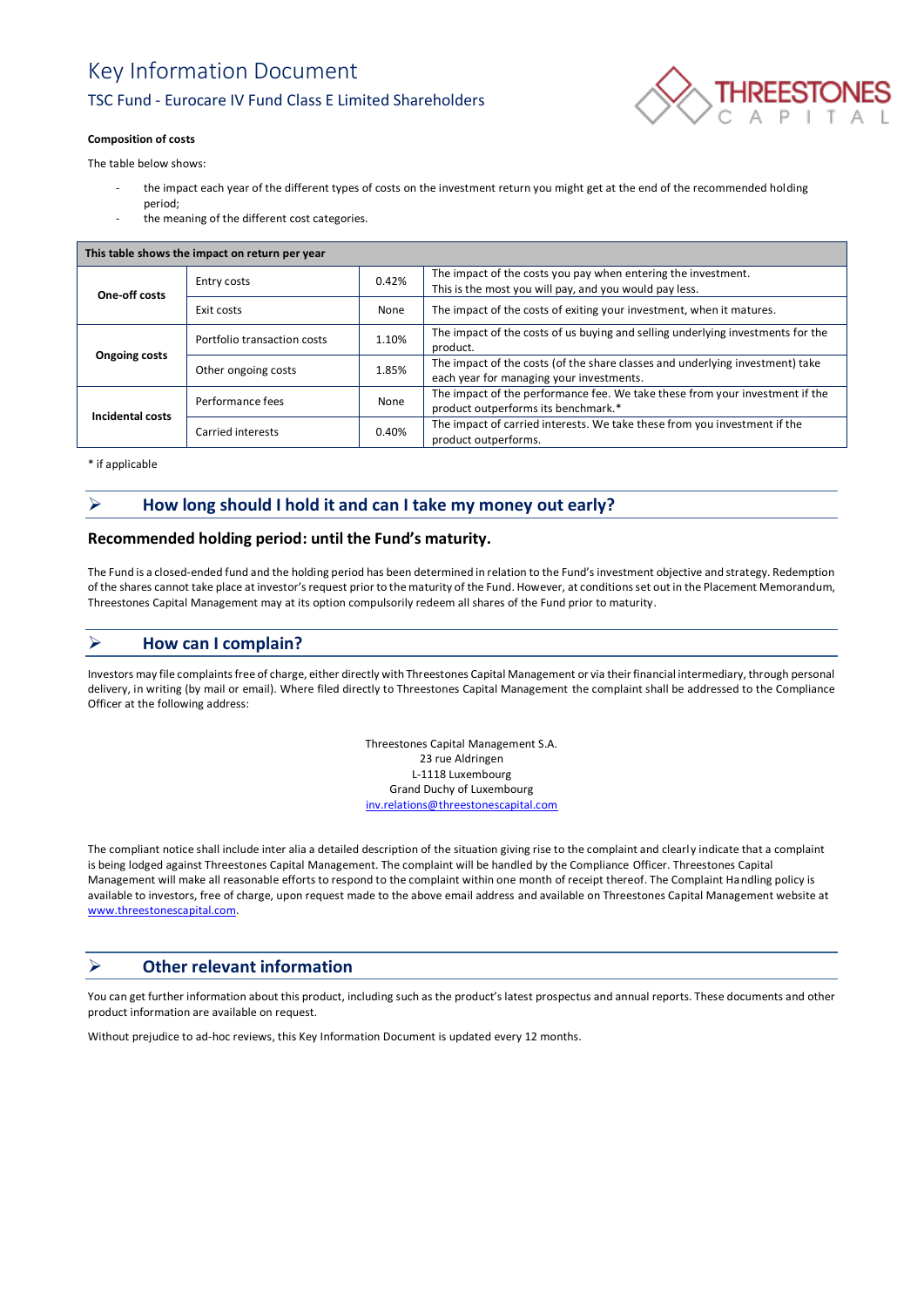# Key Information Document

## TSC Fund - Eurocare IV Fund Class E Limited Shareholders

**Composition of costs**

The table below shows:

- the impact each year of the different types of costs on the investment return you might get at the end of the recommended holding period;
- the meaning of the different cost categories.

| This table shows the impact on return per year | | | |
|---|---|---|---|
| **One-off costs** | Entry costs | 0.42% | The impact of the costs you pay when entering the investment. This is the most you will pay, and you would pay less. |
| | Exit costs | None | The impact of the costs of exiting your investment, when it matures. |
| **Ongoing costs** | Portfolio transaction costs | 1.10% | The impact of the costs of us buying and selling underlying investments for the product. |
| | Other ongoing costs | 1.85% | The impact of the costs (of the share classes and underlying investment) take each year for managing your investments. |
| **Incidental costs** | Performance fees | None | The impact of the performance fee. We take these from your investment if the product outperforms its benchmark.* |
| | Carried interests | 0.40% | The impact of carried interests. We take these from you investment if the product outperforms. |

* if applicable

## How long should I hold it and can I take my money out early?

### Recommended holding period: until the Fund's maturity.

The Fund is a closed-ended fund and the holding period has been determined in relation to the Fund's investment objective and strategy. Redemption of the shares cannot take place at investor's request prior to the maturity of the Fund. However, at conditions set out in the Placement Memorandum, Threestones Capital Management may at its option compulsorily redeem all shares of the Fund prior to maturity.

## How can I complain?

Investors may file complaints free of charge, either directly with Threestones Capital Management or via their financial intermediary, through personal delivery, in writing (by mail or email). Where filed directly to Threestones Capital Management the complaint shall be addressed to the Compliance Officer at the following address:

Threestones Capital Management S.A.
23 rue Aldringen
L-1118 Luxembourg
Grand Duchy of Luxembourg
inv.relations@threestonescapital.com

The compliant notice shall include inter alia a detailed description of the situation giving rise to the complaint and clearly indicate that a complaint is being lodged against Threestones Capital Management. The complaint will be handled by the Compliance Officer. Threestones Capital Management will make all reasonable efforts to respond to the complaint within one month of receipt thereof. The Complaint Handling policy is available to investors, free of charge, upon request made to the above email address and available on Threestones Capital Management website at www.threestonescapital.com.

## Other relevant information

You can get further information about this product, including such as the product's latest prospectus and annual reports. These documents and other product information are available on request.

Without prejudice to ad-hoc reviews, this Key Information Document is updated every 12 months.